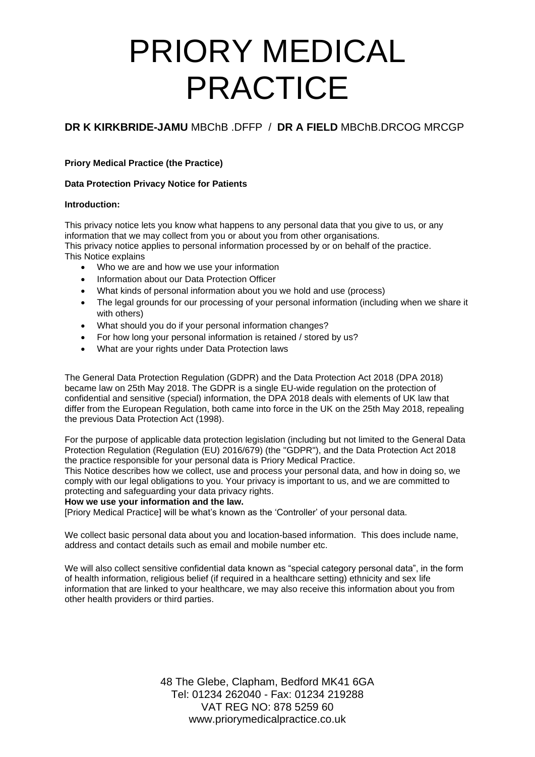# PRIORY MEDICAL PRACTICE

**DR K KIRKBRIDE-JAMU** MBChB .DFFP / **DR A FIELD** MBChB.DRCOG MRCGP

**Priory Medical Practice (the Practice)**

**Data Protection Privacy Notice for Patients**

**Introduction:**

This privacy notice lets you know what happens to any personal data that you give to us, or any information that we may collect from you or about you from other organisations.
This privacy notice applies to personal information processed by or on behalf of the practice.
This Notice explains

- Who we are and how we use your information
- Information about our Data Protection Officer
- What kinds of personal information about you we hold and use (process)
- The legal grounds for our processing of your personal information (including when we share it with others)
- What should you do if your personal information changes?
- For how long your personal information is retained / stored by us?
- What are your rights under Data Protection laws

The General Data Protection Regulation (GDPR) and the Data Protection Act 2018 (DPA 2018) became law on 25th May 2018. The GDPR is a single EU-wide regulation on the protection of confidential and sensitive (special) information, the DPA 2018 deals with elements of UK law that differ from the European Regulation, both came into force in the UK on the 25th May 2018, repealing the previous Data Protection Act (1998).

For the purpose of applicable data protection legislation (including but not limited to the General Data Protection Regulation (Regulation (EU) 2016/679) (the "GDPR"), and the Data Protection Act 2018 the practice responsible for your personal data is Priory Medical Practice.
This Notice describes how we collect, use and process your personal data, and how in doing so, we comply with our legal obligations to you. Your privacy is important to us, and we are committed to protecting and safeguarding your data privacy rights.

**How we use your information and the law.**

[Priory Medical Practice] will be what's known as the 'Controller' of your personal data.

We collect basic personal data about you and location-based information. This does include name, address and contact details such as email and mobile number etc.

We will also collect sensitive confidential data known as "special category personal data", in the form of health information, religious belief (if required in a healthcare setting) ethnicity and sex life information that are linked to your healthcare, we may also receive this information about you from other health providers or third parties.

48 The Glebe, Clapham, Bedford MK41 6GA
Tel: 01234 262040 - Fax: 01234 219288
VAT REG NO: 878 5259 60
www.priorymedicalpractice.co.uk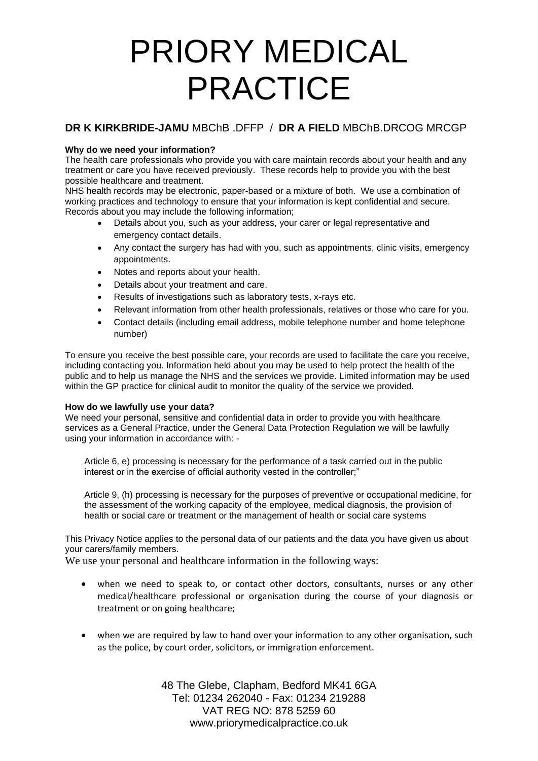# PRIORY MEDICAL PRACTICE

**DR K KIRKBRIDE-JAMU** MBChB .DFFP / **DR A FIELD** MBChB.DRCOG MRCGP

**Why do we need your information?**

The health care professionals who provide you with care maintain records about your health and any treatment or care you have received previously. These records help to provide you with the best possible healthcare and treatment.

NHS health records may be electronic, paper-based or a mixture of both. We use a combination of working practices and technology to ensure that your information is kept confidential and secure. Records about you may include the following information;

- Details about you, such as your address, your carer or legal representative and emergency contact details.
- Any contact the surgery has had with you, such as appointments, clinic visits, emergency appointments.
- Notes and reports about your health.
- Details about your treatment and care.
- Results of investigations such as laboratory tests, x-rays etc.
- Relevant information from other health professionals, relatives or those who care for you.
- Contact details (including email address, mobile telephone number and home telephone number)

To ensure you receive the best possible care, your records are used to facilitate the care you receive, including contacting you. Information held about you may be used to help protect the health of the public and to help us manage the NHS and the services we provide. Limited information may be used within the GP practice for clinical audit to monitor the quality of the service we provided.

**How do we lawfully use your data?**

We need your personal, sensitive and confidential data in order to provide you with healthcare services as a General Practice, under the General Data Protection Regulation we will be lawfully using your information in accordance with: -

Article 6, e) processing is necessary for the performance of a task carried out in the public interest or in the exercise of official authority vested in the controller;"

Article 9, (h) processing is necessary for the purposes of preventive or occupational medicine, for the assessment of the working capacity of the employee, medical diagnosis, the provision of health or social care or treatment or the management of health or social care systems

This Privacy Notice applies to the personal data of our patients and the data you have given us about your carers/family members.

We use your personal and healthcare information in the following ways:

- when we need to speak to, or contact other doctors, consultants, nurses or any other medical/healthcare professional or organisation during the course of your diagnosis or treatment or on going healthcare;
- when we are required by law to hand over your information to any other organisation, such as the police, by court order, solicitors, or immigration enforcement.

48 The Glebe, Clapham, Bedford MK41 6GA
Tel: 01234 262040 - Fax: 01234 219288
VAT REG NO: 878 5259 60
www.priorymedicalpractice.co.uk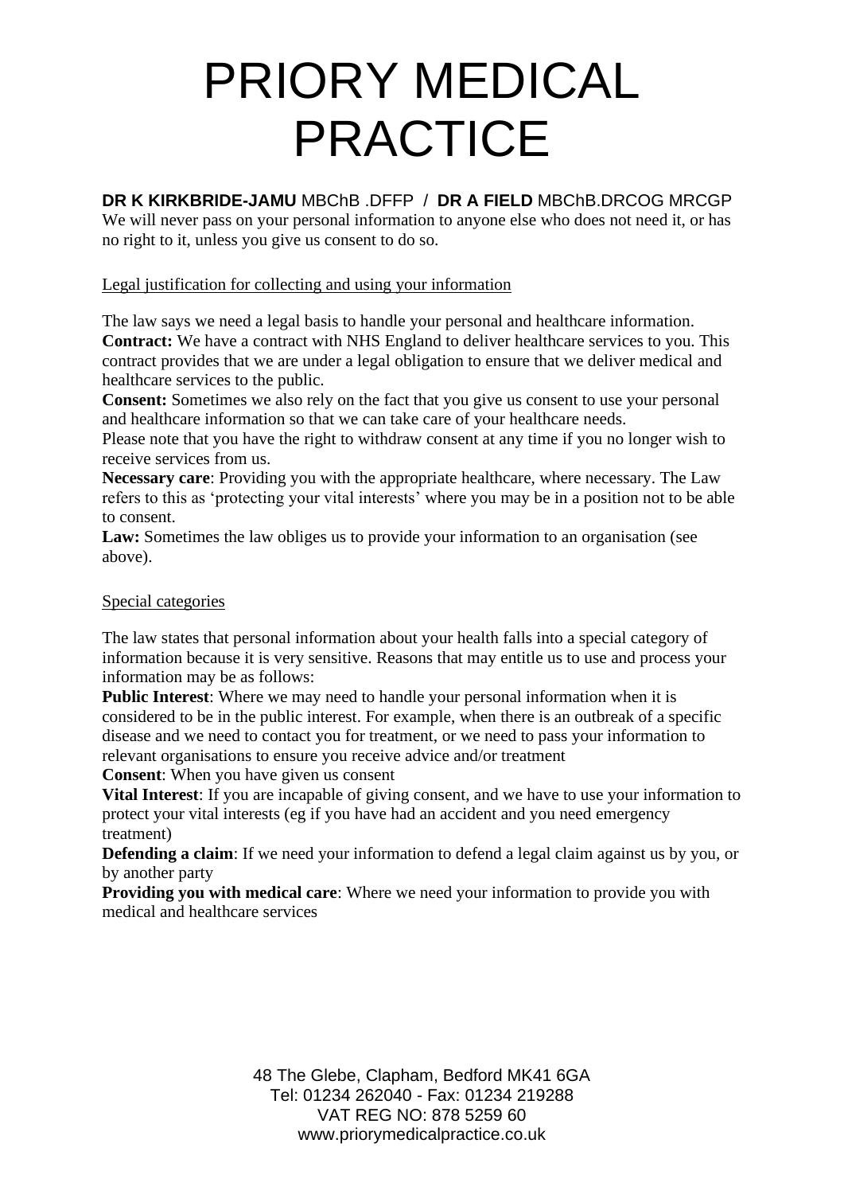# PRIORY MEDICAL PRACTICE

**DR K KIRKBRIDE-JAMU** MBChB .DFFP / **DR A FIELD** MBChB.DRCOG MRCGP

We will never pass on your personal information to anyone else who does not need it, or has no right to it, unless you give us consent to do so.

Legal justification for collecting and using your information

The law says we need a legal basis to handle your personal and healthcare information.

**Contract:** We have a contract with NHS England to deliver healthcare services to you. This contract provides that we are under a legal obligation to ensure that we deliver medical and healthcare services to the public.

**Consent:** Sometimes we also rely on the fact that you give us consent to use your personal and healthcare information so that we can take care of your healthcare needs.

Please note that you have the right to withdraw consent at any time if you no longer wish to receive services from us.

**Necessary care**: Providing you with the appropriate healthcare, where necessary. The Law refers to this as 'protecting your vital interests' where you may be in a position not to be able to consent.

**Law:** Sometimes the law obliges us to provide your information to an organisation (see above).

Special categories

The law states that personal information about your health falls into a special category of information because it is very sensitive. Reasons that may entitle us to use and process your information may be as follows:

**Public Interest**: Where we may need to handle your personal information when it is considered to be in the public interest. For example, when there is an outbreak of a specific disease and we need to contact you for treatment, or we need to pass your information to relevant organisations to ensure you receive advice and/or treatment

**Consent**: When you have given us consent

**Vital Interest**: If you are incapable of giving consent, and we have to use your information to protect your vital interests (eg if you have had an accident and you need emergency treatment)

**Defending a claim**: If we need your information to defend a legal claim against us by you, or by another party

**Providing you with medical care**: Where we need your information to provide you with medical and healthcare services

48 The Glebe, Clapham, Bedford MK41 6GA
Tel: 01234 262040 - Fax: 01234 219288
VAT REG NO: 878 5259 60
www.priorymedicalpractice.co.uk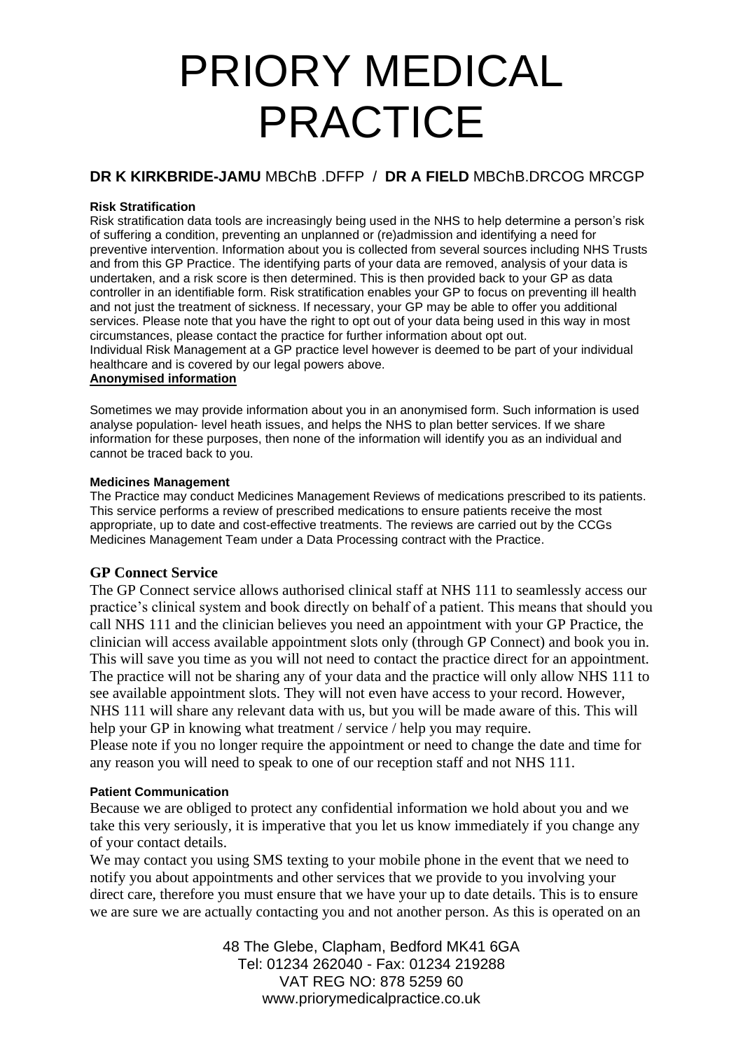**Risk Stratification**

Risk stratification data tools are increasingly being used in the NHS to help determine a person's risk of suffering a condition, preventing an unplanned or (re)admission and identifying a need for preventive intervention. Information about you is collected from several sources including NHS Trusts and from this GP Practice. The identifying parts of your data are removed, analysis of your data is undertaken, and a risk score is then determined. This is then provided back to your GP as data controller in an identifiable form. Risk stratification enables your GP to focus on preventing ill health and not just the treatment of sickness. If necessary, your GP may be able to offer you additional services. Please note that you have the right to opt out of your data being used in this way in most circumstances, please contact the practice for further information about opt out.
Individual Risk Management at a GP practice level however is deemed to be part of your individual healthcare and is covered by our legal powers above.

**Anonymised information**

Sometimes we may provide information about you in an anonymised form. Such information is used analyse population- level heath issues, and helps the NHS to plan better services. If we share information for these purposes, then none of the information will identify you as an individual and cannot be traced back to you.

**Medicines Management**

The Practice may conduct Medicines Management Reviews of medications prescribed to its patients. This service performs a review of prescribed medications to ensure patients receive the most appropriate, up to date and cost-effective treatments. The reviews are carried out by the CCGs Medicines Management Team under a Data Processing contract with the Practice.

**GP Connect Service**

The GP Connect service allows authorised clinical staff at NHS 111 to seamlessly access our practice's clinical system and book directly on behalf of a patient. This means that should you call NHS 111 and the clinician believes you need an appointment with your GP Practice, the clinician will access available appointment slots only (through GP Connect) and book you in. This will save you time as you will not need to contact the practice direct for an appointment. The practice will not be sharing any of your data and the practice will only allow NHS 111 to see available appointment slots. They will not even have access to your record. However, NHS 111 will share any relevant data with us, but you will be made aware of this. This will help your GP in knowing what treatment / service / help you may require.
Please note if you no longer require the appointment or need to change the date and time for any reason you will need to speak to one of our reception staff and not NHS 111.

**Patient Communication**

Because we are obliged to protect any confidential information we hold about you and we take this very seriously, it is imperative that you let us know immediately if you change any of your contact details.
We may contact you using SMS texting to your mobile phone in the event that we need to notify you about appointments and other services that we provide to you involving your direct care, therefore you must ensure that we have your up to date details. This is to ensure we are sure we are actually contacting you and not another person. As this is operated on an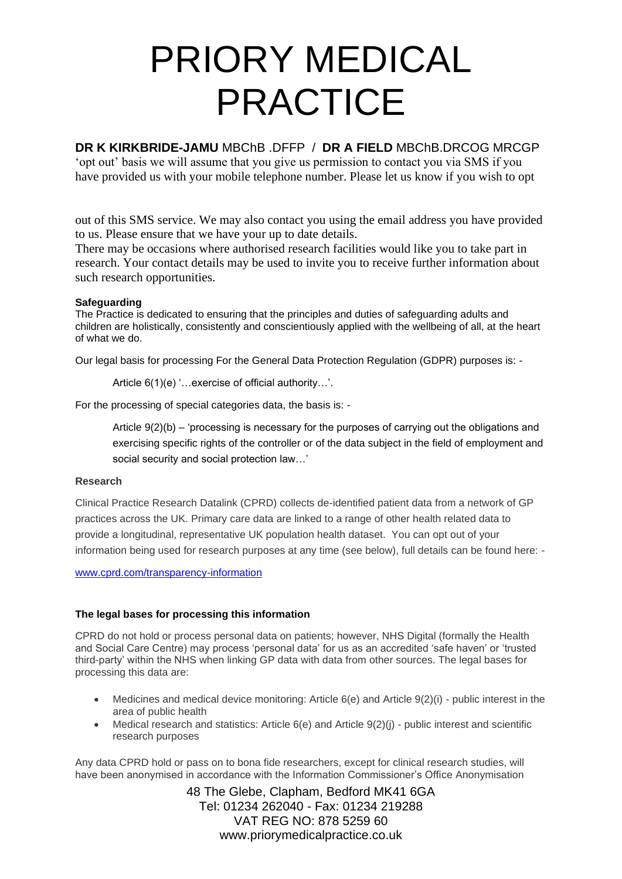'opt out' basis we will assume that you give us permission to contact you via SMS if you have provided us with your mobile telephone number. Please let us know if you wish to opt

out of this SMS service. We may also contact you using the email address you have provided to us. Please ensure that we have your up to date details.

There may be occasions where authorised research facilities would like you to take part in research. Your contact details may be used to invite you to receive further information about such research opportunities.

**Safeguarding**

The Practice is dedicated to ensuring that the principles and duties of safeguarding adults and children are holistically, consistently and conscientiously applied with the wellbeing of all, at the heart of what we do.

Our legal basis for processing For the General Data Protection Regulation (GDPR) purposes is: -

> Article 6(1)(e) '…exercise of official authority…'.

For the processing of special categories data, the basis is: -

> Article 9(2)(b) – 'processing is necessary for the purposes of carrying out the obligations and exercising specific rights of the controller or of the data subject in the field of employment and social security and social protection law…'

**Research**

Clinical Practice Research Datalink (CPRD) collects de-identified patient data from a network of GP practices across the UK. Primary care data are linked to a range of other health related data to provide a longitudinal, representative UK population health dataset. You can opt out of your information being used for research purposes at any time (see below), full details can be found here: -

[www.cprd.com/transparency-information](www.cprd.com/transparency-information)

**The legal bases for processing this information**

CPRD do not hold or process personal data on patients; however, NHS Digital (formally the Health and Social Care Centre) may process 'personal data' for us as an accredited 'safe haven' or 'trusted third-party' within the NHS when linking GP data with data from other sources. The legal bases for processing this data are:

- Medicines and medical device monitoring: Article 6(e) and Article 9(2)(i) - public interest in the area of public health
- Medical research and statistics: Article 6(e) and Article 9(2)(j) - public interest and scientific research purposes

Any data CPRD hold or pass on to bona fide researchers, except for clinical research studies, will have been anonymised in accordance with the Information Commissioner's Office Anonymisation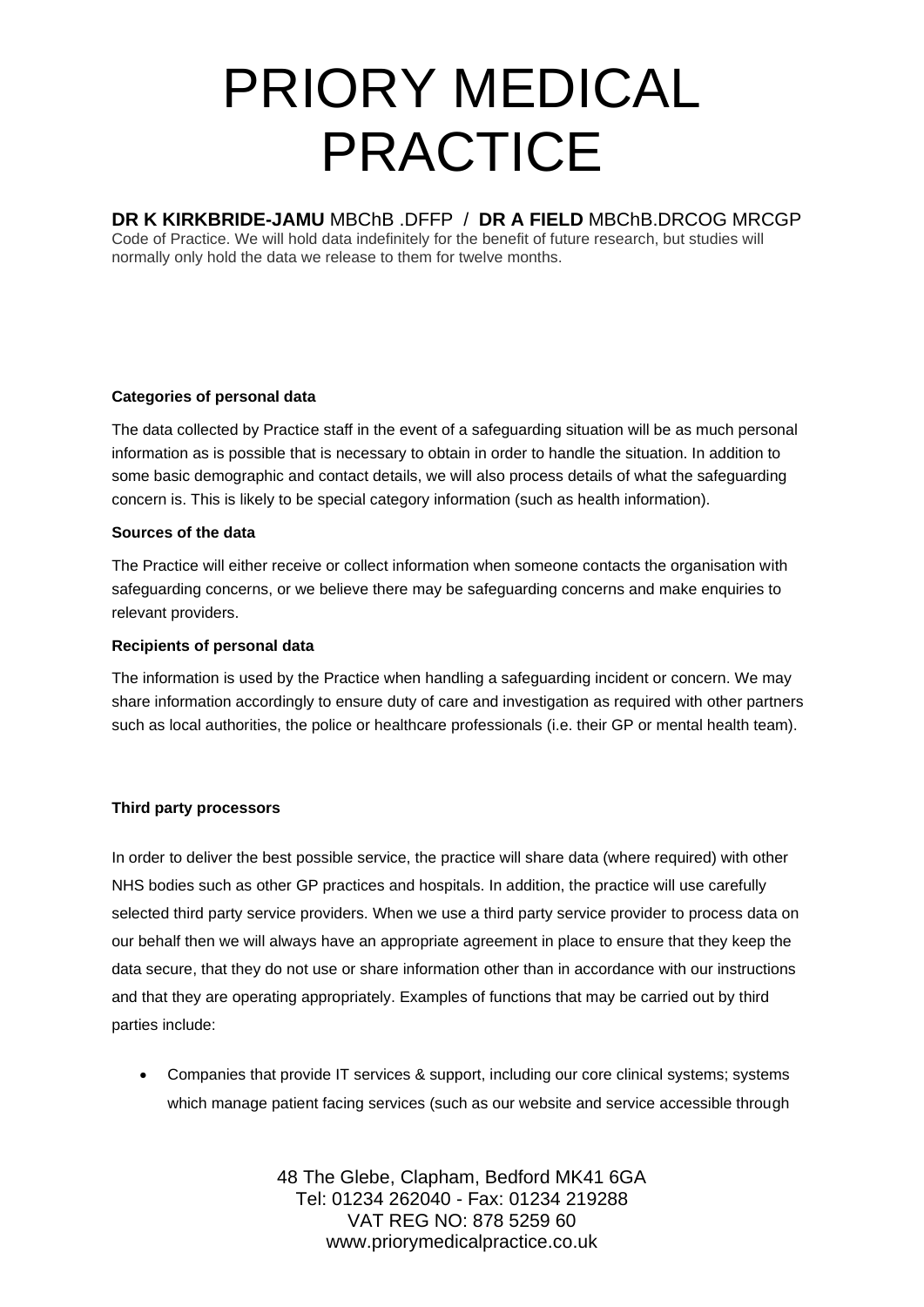Code of Practice. We will hold data indefinitely for the benefit of future research, but studies will normally only hold the data we release to them for twelve months.

**Categories of personal data**

The data collected by Practice staff in the event of a safeguarding situation will be as much personal information as is possible that is necessary to obtain in order to handle the situation. In addition to some basic demographic and contact details, we will also process details of what the safeguarding concern is. This is likely to be special category information (such as health information).

**Sources of the data**

The Practice will either receive or collect information when someone contacts the organisation with safeguarding concerns, or we believe there may be safeguarding concerns and make enquiries to relevant providers.

**Recipients of personal data**

The information is used by the Practice when handling a safeguarding incident or concern. We may share information accordingly to ensure duty of care and investigation as required with other partners such as local authorities, the police or healthcare professionals (i.e. their GP or mental health team).

**Third party processors**

In order to deliver the best possible service, the practice will share data (where required) with other NHS bodies such as other GP practices and hospitals. In addition, the practice will use carefully selected third party service providers. When we use a third party service provider to process data on our behalf then we will always have an appropriate agreement in place to ensure that they keep the data secure, that they do not use or share information other than in accordance with our instructions and that they are operating appropriately. Examples of functions that may be carried out by third parties include:

- Companies that provide IT services & support, including our core clinical systems; systems which manage patient facing services (such as our website and service accessible through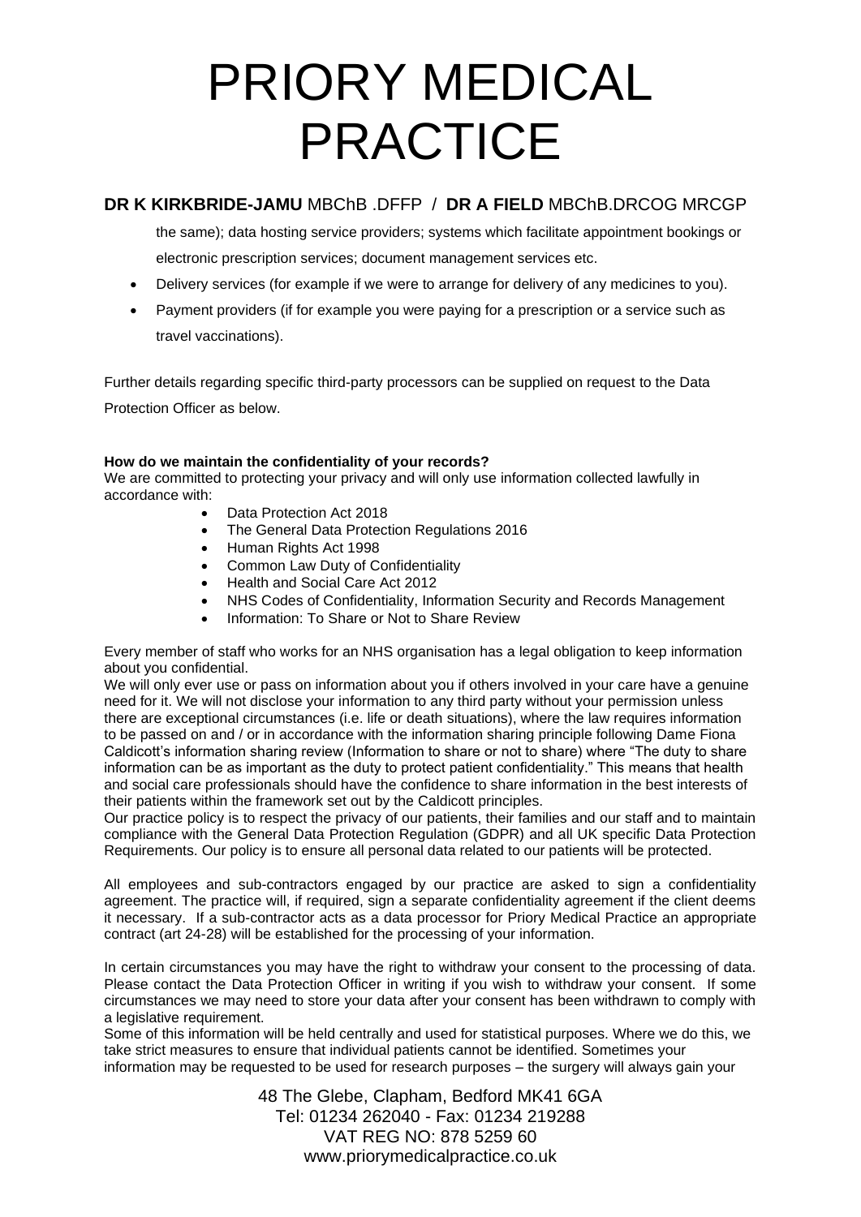the same); data hosting service providers; systems which facilitate appointment bookings or electronic prescription services; document management services etc.

- Delivery services (for example if we were to arrange for delivery of any medicines to you).
- Payment providers (if for example you were paying for a prescription or a service such as travel vaccinations).

Further details regarding specific third-party processors can be supplied on request to the Data Protection Officer as below.

**How do we maintain the confidentiality of your records?**

We are committed to protecting your privacy and will only use information collected lawfully in accordance with:

- Data Protection Act 2018
- The General Data Protection Regulations 2016
- Human Rights Act 1998
- Common Law Duty of Confidentiality
- Health and Social Care Act 2012
- NHS Codes of Confidentiality, Information Security and Records Management
- Information: To Share or Not to Share Review

Every member of staff who works for an NHS organisation has a legal obligation to keep information about you confidential.

We will only ever use or pass on information about you if others involved in your care have a genuine need for it. We will not disclose your information to any third party without your permission unless there are exceptional circumstances (i.e. life or death situations), where the law requires information to be passed on and / or in accordance with the information sharing principle following Dame Fiona Caldicott's information sharing review (Information to share or not to share) where "The duty to share information can be as important as the duty to protect patient confidentiality." This means that health and social care professionals should have the confidence to share information in the best interests of their patients within the framework set out by the Caldicott principles.

Our practice policy is to respect the privacy of our patients, their families and our staff and to maintain compliance with the General Data Protection Regulation (GDPR) and all UK specific Data Protection Requirements. Our policy is to ensure all personal data related to our patients will be protected.

All employees and sub-contractors engaged by our practice are asked to sign a confidentiality agreement. The practice will, if required, sign a separate confidentiality agreement if the client deems it necessary. If a sub-contractor acts as a data processor for Priory Medical Practice an appropriate contract (art 24-28) will be established for the processing of your information.

In certain circumstances you may have the right to withdraw your consent to the processing of data. Please contact the Data Protection Officer in writing if you wish to withdraw your consent. If some circumstances we may need to store your data after your consent has been withdrawn to comply with a legislative requirement.

Some of this information will be held centrally and used for statistical purposes. Where we do this, we take strict measures to ensure that individual patients cannot be identified. Sometimes your information may be requested to be used for research purposes – the surgery will always gain your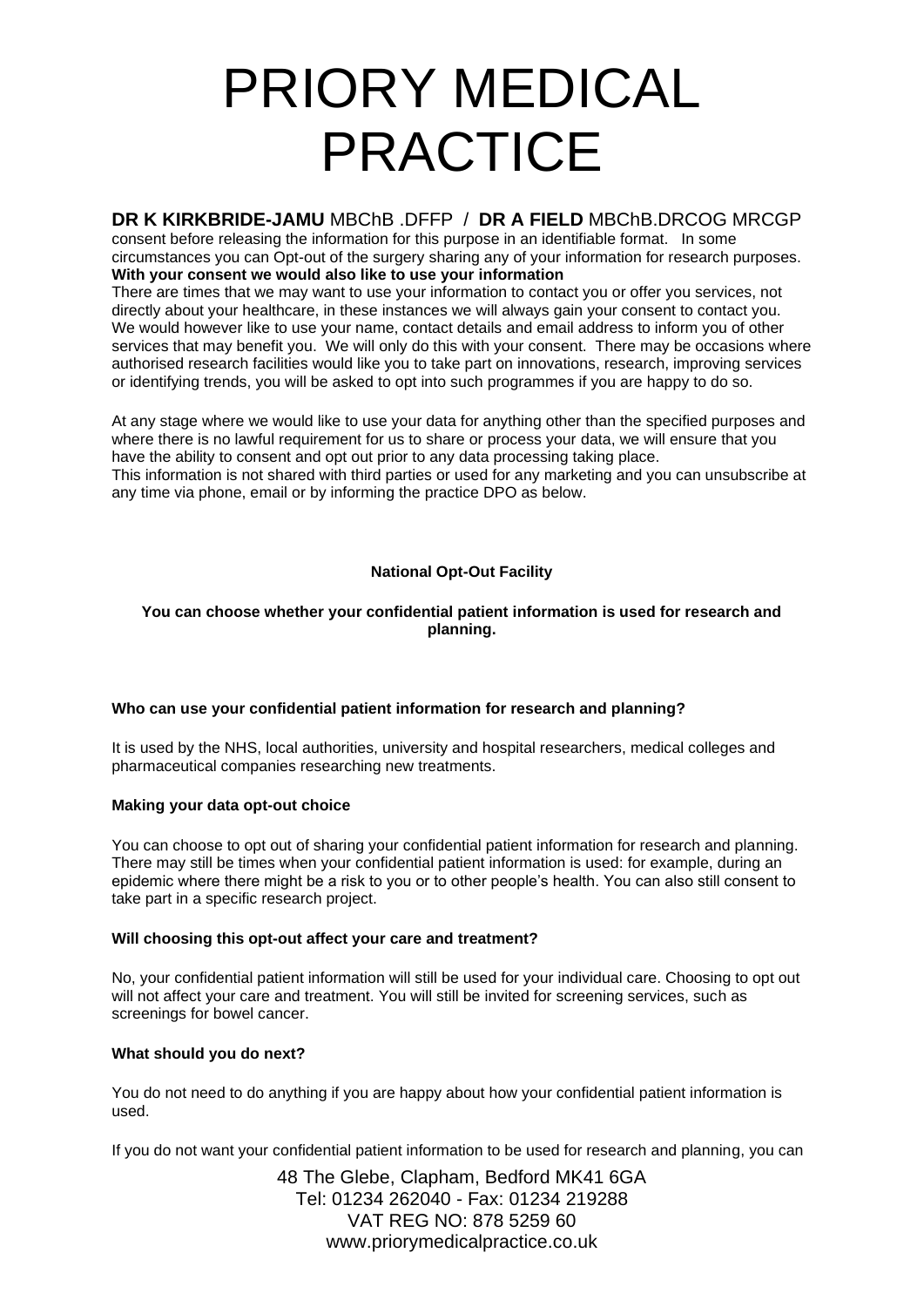consent before releasing the information for this purpose in an identifiable format. In some circumstances you can Opt-out of the surgery sharing any of your information for research purposes.

**With your consent we would also like to use your information**

There are times that we may want to use your information to contact you or offer you services, not directly about your healthcare, in these instances we will always gain your consent to contact you. We would however like to use your name, contact details and email address to inform you of other services that may benefit you. We will only do this with your consent. There may be occasions where authorised research facilities would like you to take part on innovations, research, improving services or identifying trends, you will be asked to opt into such programmes if you are happy to do so.

At any stage where we would like to use your data for anything other than the specified purposes and where there is no lawful requirement for us to share or process your data, we will ensure that you have the ability to consent and opt out prior to any data processing taking place.
This information is not shared with third parties or used for any marketing and you can unsubscribe at any time via phone, email or by informing the practice DPO as below.

**National Opt-Out Facility**

**You can choose whether your confidential patient information is used for research and planning.**

**Who can use your confidential patient information for research and planning?**

It is used by the NHS, local authorities, university and hospital researchers, medical colleges and pharmaceutical companies researching new treatments.

**Making your data opt-out choice**

You can choose to opt out of sharing your confidential patient information for research and planning. There may still be times when your confidential patient information is used: for example, during an epidemic where there might be a risk to you or to other people's health. You can also still consent to take part in a specific research project.

**Will choosing this opt-out affect your care and treatment?**

No, your confidential patient information will still be used for your individual care. Choosing to opt out will not affect your care and treatment. You will still be invited for screening services, such as screenings for bowel cancer.

**What should you do next?**

You do not need to do anything if you are happy about how your confidential patient information is used.

If you do not want your confidential patient information to be used for research and planning, you can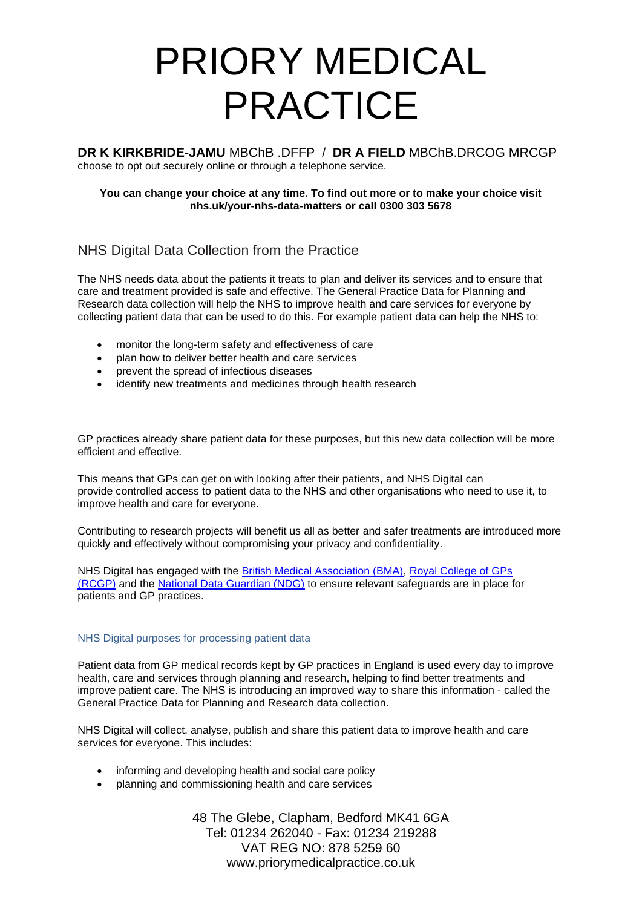choose to opt out securely online or through a telephone service.

**You can change your choice at any time. To find out more or to make your choice visit nhs.uk/your-nhs-data-matters or call 0300 303 5678**

## NHS Digital Data Collection from the Practice

The NHS needs data about the patients it treats to plan and deliver its services and to ensure that care and treatment provided is safe and effective. The General Practice Data for Planning and Research data collection will help the NHS to improve health and care services for everyone by collecting patient data that can be used to do this. For example patient data can help the NHS to:

- monitor the long-term safety and effectiveness of care
- plan how to deliver better health and care services
- prevent the spread of infectious diseases
- identify new treatments and medicines through health research

GP practices already share patient data for these purposes, but this new data collection will be more efficient and effective.

This means that GPs can get on with looking after their patients, and NHS Digital can provide controlled access to patient data to the NHS and other organisations who need to use it, to improve health and care for everyone.

Contributing to research projects will benefit us all as better and safer treatments are introduced more quickly and effectively without compromising your privacy and confidentiality.

NHS Digital has engaged with the British Medical Association (BMA), Royal College of GPs (RCGP) and the National Data Guardian (NDG) to ensure relevant safeguards are in place for patients and GP practices.

### NHS Digital purposes for processing patient data

Patient data from GP medical records kept by GP practices in England is used every day to improve health, care and services through planning and research, helping to find better treatments and improve patient care. The NHS is introducing an improved way to share this information - called the General Practice Data for Planning and Research data collection.

NHS Digital will collect, analyse, publish and share this patient data to improve health and care services for everyone. This includes:

- informing and developing health and social care policy
- planning and commissioning health and care services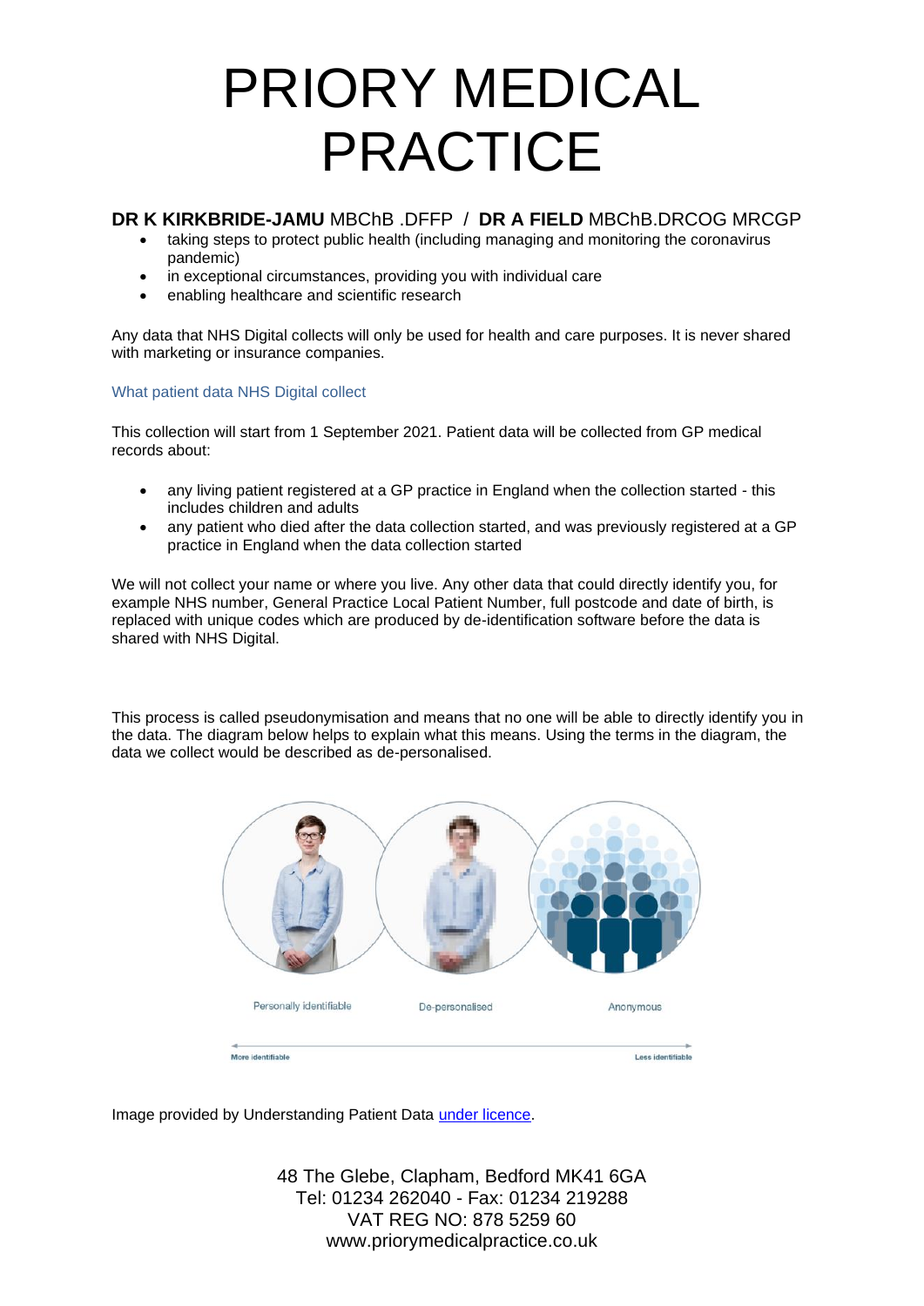- taking steps to protect public health (including managing and monitoring the coronavirus pandemic)
- in exceptional circumstances, providing you with individual care
- enabling healthcare and scientific research

Any data that NHS Digital collects will only be used for health and care purposes. It is never shared with marketing or insurance companies.

### What patient data NHS Digital collect

This collection will start from 1 September 2021. Patient data will be collected from GP medical records about:

- any living patient registered at a GP practice in England when the collection started - this includes children and adults
- any patient who died after the data collection started, and was previously registered at a GP practice in England when the data collection started

We will not collect your name or where you live. Any other data that could directly identify you, for example NHS number, General Practice Local Patient Number, full postcode and date of birth, is replaced with unique codes which are produced by de-identification software before the data is shared with NHS Digital.

This process is called pseudonymisation and means that no one will be able to directly identify you in the data. The diagram below helps to explain what this means. Using the terms in the diagram, the data we collect would be described as de-personalised.

Personally identifiable — De-personalised — Anonymous

More identifiable ← → Less identifiable

Image provided by Understanding Patient Data [under licence](#).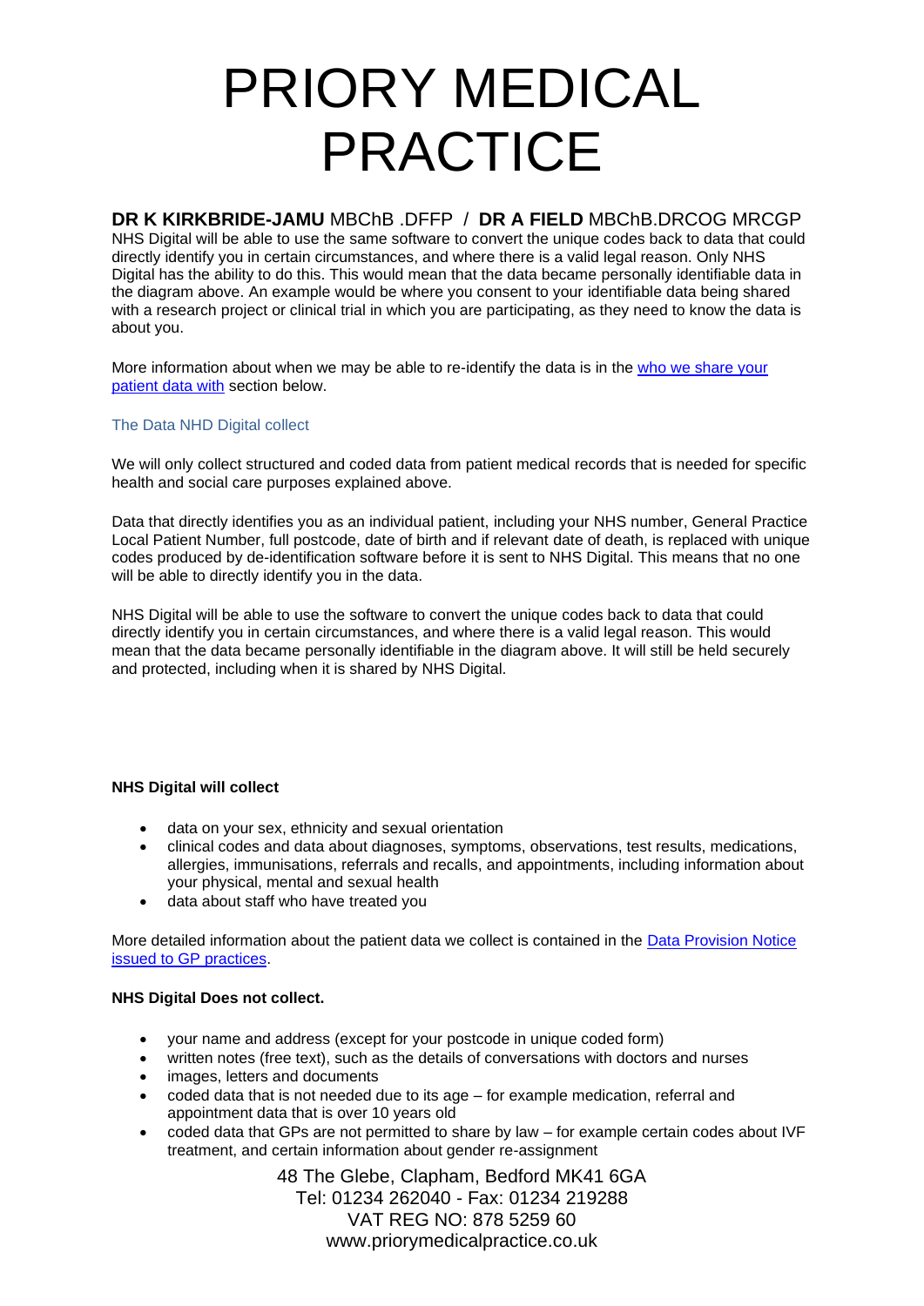NHS Digital will be able to use the same software to convert the unique codes back to data that could directly identify you in certain circumstances, and where there is a valid legal reason. Only NHS Digital has the ability to do this. This would mean that the data became personally identifiable data in the diagram above. An example would be where you consent to your identifiable data being shared with a research project or clinical trial in which you are participating, as they need to know the data is about you.

More information about when we may be able to re-identify the data is in the who we share your patient data with section below.

### The Data NHD Digital collect

We will only collect structured and coded data from patient medical records that is needed for specific health and social care purposes explained above.

Data that directly identifies you as an individual patient, including your NHS number, General Practice Local Patient Number, full postcode, date of birth and if relevant date of death, is replaced with unique codes produced by de-identification software before it is sent to NHS Digital. This means that no one will be able to directly identify you in the data.

NHS Digital will be able to use the software to convert the unique codes back to data that could directly identify you in certain circumstances, and where there is a valid legal reason. This would mean that the data became personally identifiable in the diagram above. It will still be held securely and protected, including when it is shared by NHS Digital.

**NHS Digital will collect**

- data on your sex, ethnicity and sexual orientation
- clinical codes and data about diagnoses, symptoms, observations, test results, medications, allergies, immunisations, referrals and recalls, and appointments, including information about your physical, mental and sexual health
- data about staff who have treated you

More detailed information about the patient data we collect is contained in the Data Provision Notice issued to GP practices.

**NHS Digital Does not collect.**

- your name and address (except for your postcode in unique coded form)
- written notes (free text), such as the details of conversations with doctors and nurses
- images, letters and documents
- coded data that is not needed due to its age – for example medication, referral and appointment data that is over 10 years old
- coded data that GPs are not permitted to share by law – for example certain codes about IVF treatment, and certain information about gender re-assignment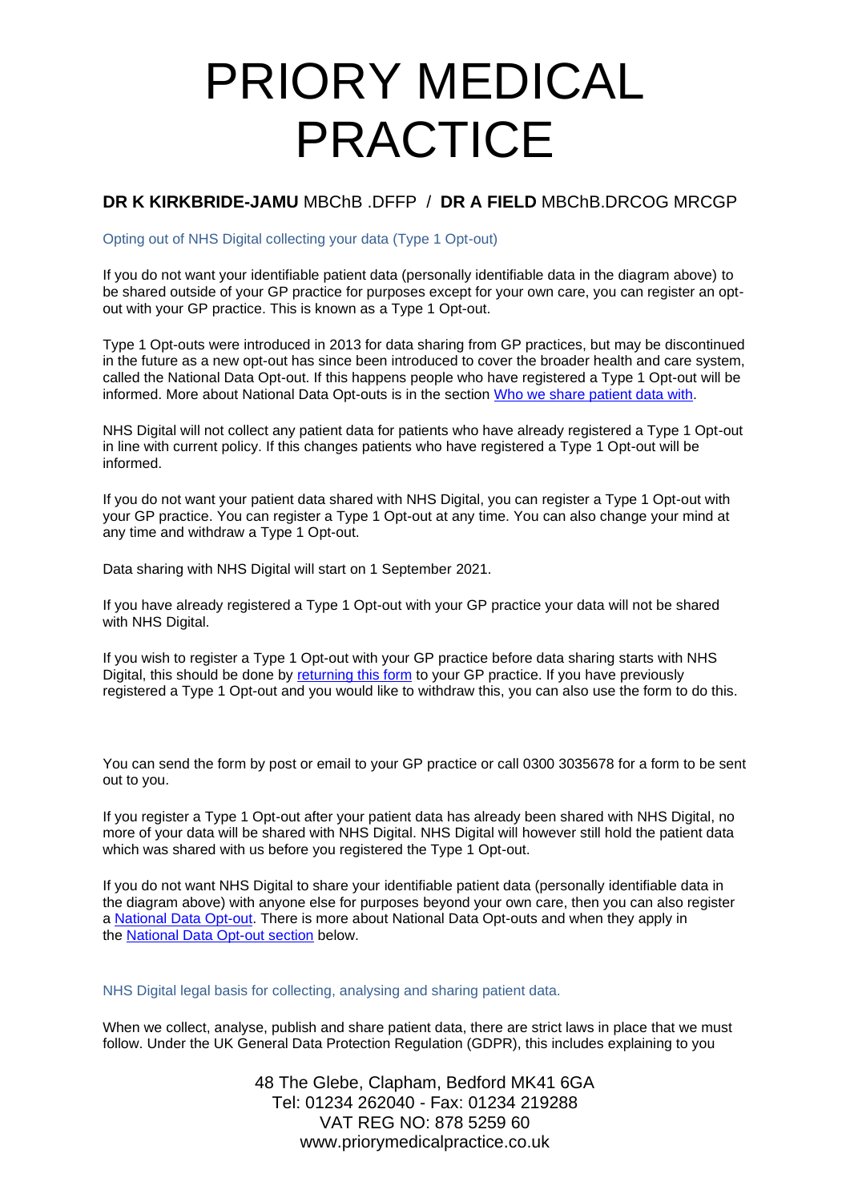Opting out of NHS Digital collecting your data (Type 1 Opt-out)

If you do not want your identifiable patient data (personally identifiable data in the diagram above) to be shared outside of your GP practice for purposes except for your own care, you can register an opt-out with your GP practice. This is known as a Type 1 Opt-out.

Type 1 Opt-outs were introduced in 2013 for data sharing from GP practices, but may be discontinued in the future as a new opt-out has since been introduced to cover the broader health and care system, called the National Data Opt-out. If this happens people who have registered a Type 1 Opt-out will be informed. More about National Data Opt-outs is in the section Who we share patient data with.

NHS Digital will not collect any patient data for patients who have already registered a Type 1 Opt-out in line with current policy. If this changes patients who have registered a Type 1 Opt-out will be informed.

If you do not want your patient data shared with NHS Digital, you can register a Type 1 Opt-out with your GP practice. You can register a Type 1 Opt-out at any time. You can also change your mind at any time and withdraw a Type 1 Opt-out.

Data sharing with NHS Digital will start on 1 September 2021.

If you have already registered a Type 1 Opt-out with your GP practice your data will not be shared with NHS Digital.

If you wish to register a Type 1 Opt-out with your GP practice before data sharing starts with NHS Digital, this should be done by returning this form to your GP practice. If you have previously registered a Type 1 Opt-out and you would like to withdraw this, you can also use the form to do this.

You can send the form by post or email to your GP practice or call 0300 3035678 for a form to be sent out to you.

If you register a Type 1 Opt-out after your patient data has already been shared with NHS Digital, no more of your data will be shared with NHS Digital. NHS Digital will however still hold the patient data which was shared with us before you registered the Type 1 Opt-out.

If you do not want NHS Digital to share your identifiable patient data (personally identifiable data in the diagram above) with anyone else for purposes beyond your own care, then you can also register a National Data Opt-out. There is more about National Data Opt-outs and when they apply in the National Data Opt-out section below.

NHS Digital legal basis for collecting, analysing and sharing patient data.

When we collect, analyse, publish and share patient data, there are strict laws in place that we must follow. Under the UK General Data Protection Regulation (GDPR), this includes explaining to you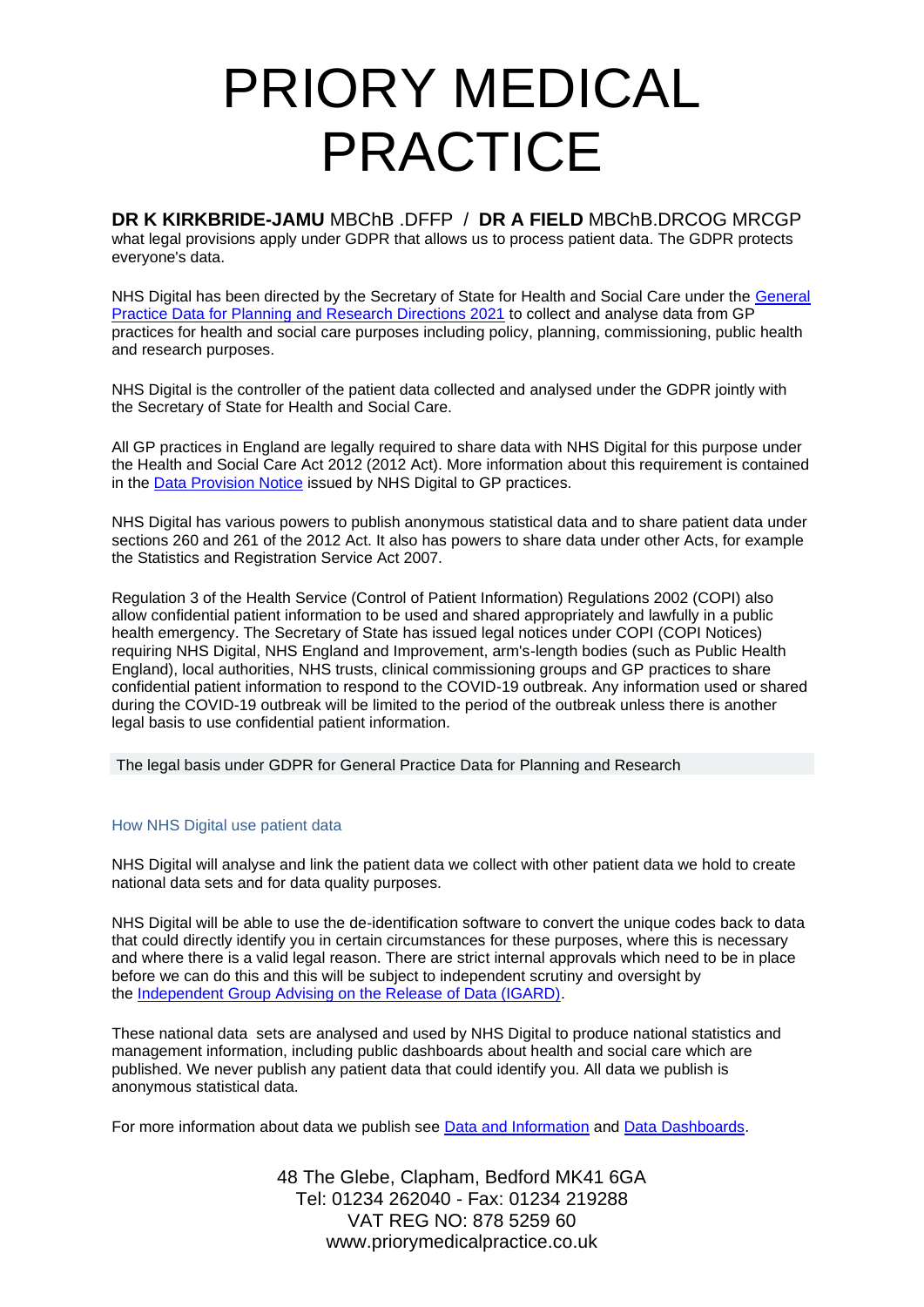what legal provisions apply under GDPR that allows us to process patient data. The GDPR protects everyone's data.

NHS Digital has been directed by the Secretary of State for Health and Social Care under the General Practice Data for Planning and Research Directions 2021 to collect and analyse data from GP practices for health and social care purposes including policy, planning, commissioning, public health and research purposes.

NHS Digital is the controller of the patient data collected and analysed under the GDPR jointly with the Secretary of State for Health and Social Care.

All GP practices in England are legally required to share data with NHS Digital for this purpose under the Health and Social Care Act 2012 (2012 Act). More information about this requirement is contained in the Data Provision Notice issued by NHS Digital to GP practices.

NHS Digital has various powers to publish anonymous statistical data and to share patient data under sections 260 and 261 of the 2012 Act. It also has powers to share data under other Acts, for example the Statistics and Registration Service Act 2007.

Regulation 3 of the Health Service (Control of Patient Information) Regulations 2002 (COPI) also allow confidential patient information to be used and shared appropriately and lawfully in a public health emergency. The Secretary of State has issued legal notices under COPI (COPI Notices) requiring NHS Digital, NHS England and Improvement, arm's-length bodies (such as Public Health England), local authorities, NHS trusts, clinical commissioning groups and GP practices to share confidential patient information to respond to the COVID-19 outbreak. Any information used or shared during the COVID-19 outbreak will be limited to the period of the outbreak unless there is another legal basis to use confidential patient information.

The legal basis under GDPR for General Practice Data for Planning and Research

### How NHS Digital use patient data

NHS Digital will analyse and link the patient data we collect with other patient data we hold to create national data sets and for data quality purposes.

NHS Digital will be able to use the de-identification software to convert the unique codes back to data that could directly identify you in certain circumstances for these purposes, where this is necessary and where there is a valid legal reason. There are strict internal approvals which need to be in place before we can do this and this will be subject to independent scrutiny and oversight by the Independent Group Advising on the Release of Data (IGARD).

These national data sets are analysed and used by NHS Digital to produce national statistics and management information, including public dashboards about health and social care which are published. We never publish any patient data that could identify you. All data we publish is anonymous statistical data.

For more information about data we publish see Data and Information and Data Dashboards.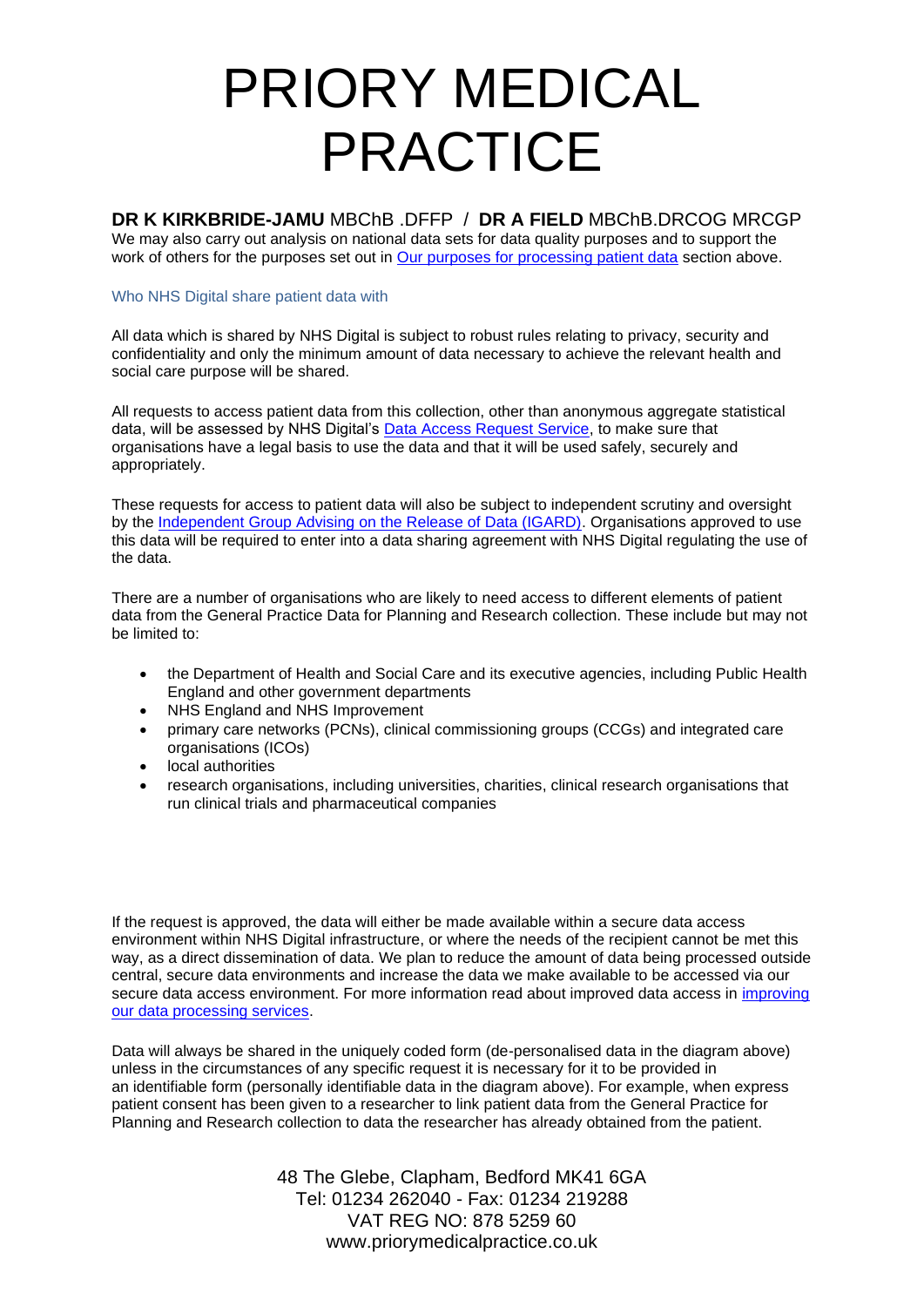We may also carry out analysis on national data sets for data quality purposes and to support the work of others for the purposes set out in Our purposes for processing patient data section above.

### Who NHS Digital share patient data with

All data which is shared by NHS Digital is subject to robust rules relating to privacy, security and confidentiality and only the minimum amount of data necessary to achieve the relevant health and social care purpose will be shared.

All requests to access patient data from this collection, other than anonymous aggregate statistical data, will be assessed by NHS Digital's Data Access Request Service, to make sure that organisations have a legal basis to use the data and that it will be used safely, securely and appropriately.

These requests for access to patient data will also be subject to independent scrutiny and oversight by the Independent Group Advising on the Release of Data (IGARD). Organisations approved to use this data will be required to enter into a data sharing agreement with NHS Digital regulating the use of the data.

There are a number of organisations who are likely to need access to different elements of patient data from the General Practice Data for Planning and Research collection. These include but may not be limited to:

- the Department of Health and Social Care and its executive agencies, including Public Health England and other government departments
- NHS England and NHS Improvement
- primary care networks (PCNs), clinical commissioning groups (CCGs) and integrated care organisations (ICOs)
- local authorities
- research organisations, including universities, charities, clinical research organisations that run clinical trials and pharmaceutical companies

If the request is approved, the data will either be made available within a secure data access environment within NHS Digital infrastructure, or where the needs of the recipient cannot be met this way, as a direct dissemination of data. We plan to reduce the amount of data being processed outside central, secure data environments and increase the data we make available to be accessed via our secure data access environment. For more information read about improved data access in improving our data processing services.

Data will always be shared in the uniquely coded form (de-personalised data in the diagram above) unless in the circumstances of any specific request it is necessary for it to be provided in an identifiable form (personally identifiable data in the diagram above). For example, when express patient consent has been given to a researcher to link patient data from the General Practice for Planning and Research collection to data the researcher has already obtained from the patient.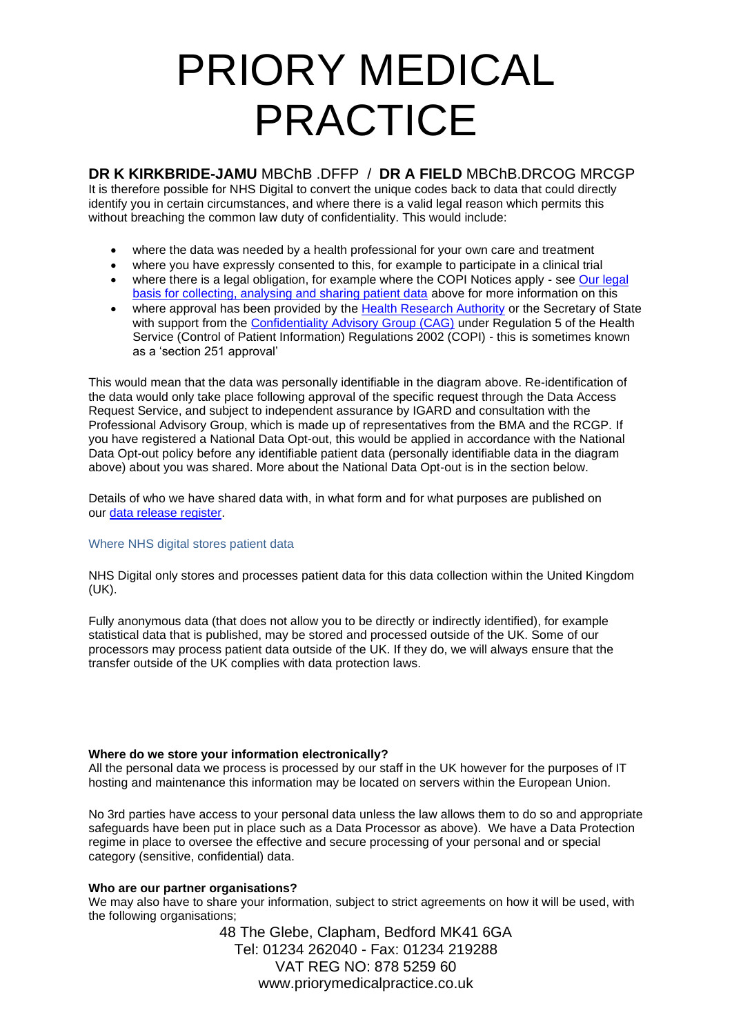It is therefore possible for NHS Digital to convert the unique codes back to data that could directly identify you in certain circumstances, and where there is a valid legal reason which permits this without breaching the common law duty of confidentiality. This would include:

- where the data was needed by a health professional for your own care and treatment
- where you have expressly consented to this, for example to participate in a clinical trial
- where there is a legal obligation, for example where the COPI Notices apply - see Our legal basis for collecting, analysing and sharing patient data above for more information on this
- where approval has been provided by the Health Research Authority or the Secretary of State with support from the Confidentiality Advisory Group (CAG) under Regulation 5 of the Health Service (Control of Patient Information) Regulations 2002 (COPI) - this is sometimes known as a 'section 251 approval'

This would mean that the data was personally identifiable in the diagram above. Re-identification of the data would only take place following approval of the specific request through the Data Access Request Service, and subject to independent assurance by IGARD and consultation with the Professional Advisory Group, which is made up of representatives from the BMA and the RCGP. If you have registered a National Data Opt-out, this would be applied in accordance with the National Data Opt-out policy before any identifiable patient data (personally identifiable data in the diagram above) about you was shared. More about the National Data Opt-out is in the section below.

Details of who we have shared data with, in what form and for what purposes are published on our data release register.

### Where NHS digital stores patient data

NHS Digital only stores and processes patient data for this data collection within the United Kingdom (UK).

Fully anonymous data (that does not allow you to be directly or indirectly identified), for example statistical data that is published, may be stored and processed outside of the UK. Some of our processors may process patient data outside of the UK. If they do, we will always ensure that the transfer outside of the UK complies with data protection laws.

**Where do we store your information electronically?**

All the personal data we process is processed by our staff in the UK however for the purposes of IT hosting and maintenance this information may be located on servers within the European Union.

No 3rd parties have access to your personal data unless the law allows them to do so and appropriate safeguards have been put in place such as a Data Processor as above). We have a Data Protection regime in place to oversee the effective and secure processing of your personal and or special category (sensitive, confidential) data.

**Who are our partner organisations?**

We may also have to share your information, subject to strict agreements on how it will be used, with the following organisations;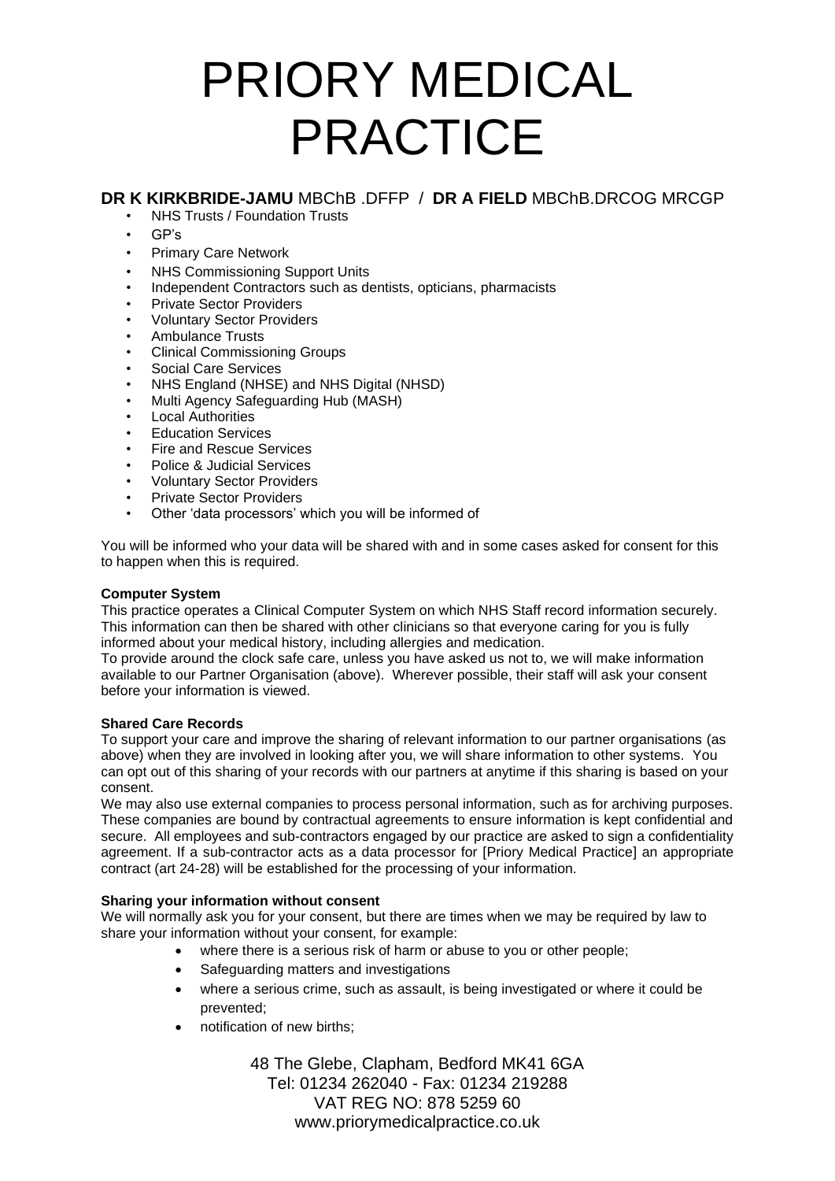# PRIORY MEDICAL PRACTICE

**DR K KIRKBRIDE-JAMU** MBChB .DFFP / **DR A FIELD** MBChB.DRCOG MRCGP

- NHS Trusts / Foundation Trusts
- GP's
- Primary Care Network
- NHS Commissioning Support Units
- Independent Contractors such as dentists, opticians, pharmacists
- Private Sector Providers
- Voluntary Sector Providers
- Ambulance Trusts
- Clinical Commissioning Groups
- Social Care Services
- NHS England (NHSE) and NHS Digital (NHSD)
- Multi Agency Safeguarding Hub (MASH)
- Local Authorities
- Education Services
- Fire and Rescue Services
- Police & Judicial Services
- Voluntary Sector Providers
- Private Sector Providers
- Other 'data processors' which you will be informed of

You will be informed who your data will be shared with and in some cases asked for consent for this to happen when this is required.

**Computer System**

This practice operates a Clinical Computer System on which NHS Staff record information securely. This information can then be shared with other clinicians so that everyone caring for you is fully informed about your medical history, including allergies and medication.

To provide around the clock safe care, unless you have asked us not to, we will make information available to our Partner Organisation (above). Wherever possible, their staff will ask your consent before your information is viewed.

**Shared Care Records**

To support your care and improve the sharing of relevant information to our partner organisations (as above) when they are involved in looking after you, we will share information to other systems. You can opt out of this sharing of your records with our partners at anytime if this sharing is based on your consent.

We may also use external companies to process personal information, such as for archiving purposes. These companies are bound by contractual agreements to ensure information is kept confidential and secure. All employees and sub-contractors engaged by our practice are asked to sign a confidentiality agreement. If a sub-contractor acts as a data processor for [Priory Medical Practice] an appropriate contract (art 24-28) will be established for the processing of your information.

**Sharing your information without consent**

We will normally ask you for your consent, but there are times when we may be required by law to share your information without your consent, for example:

- where there is a serious risk of harm or abuse to you or other people;
- Safeguarding matters and investigations
- where a serious crime, such as assault, is being investigated or where it could be prevented;
- notification of new births;

48 The Glebe, Clapham, Bedford MK41 6GA
Tel: 01234 262040 - Fax: 01234 219288
VAT REG NO: 878 5259 60
www.priorymedicalpractice.co.uk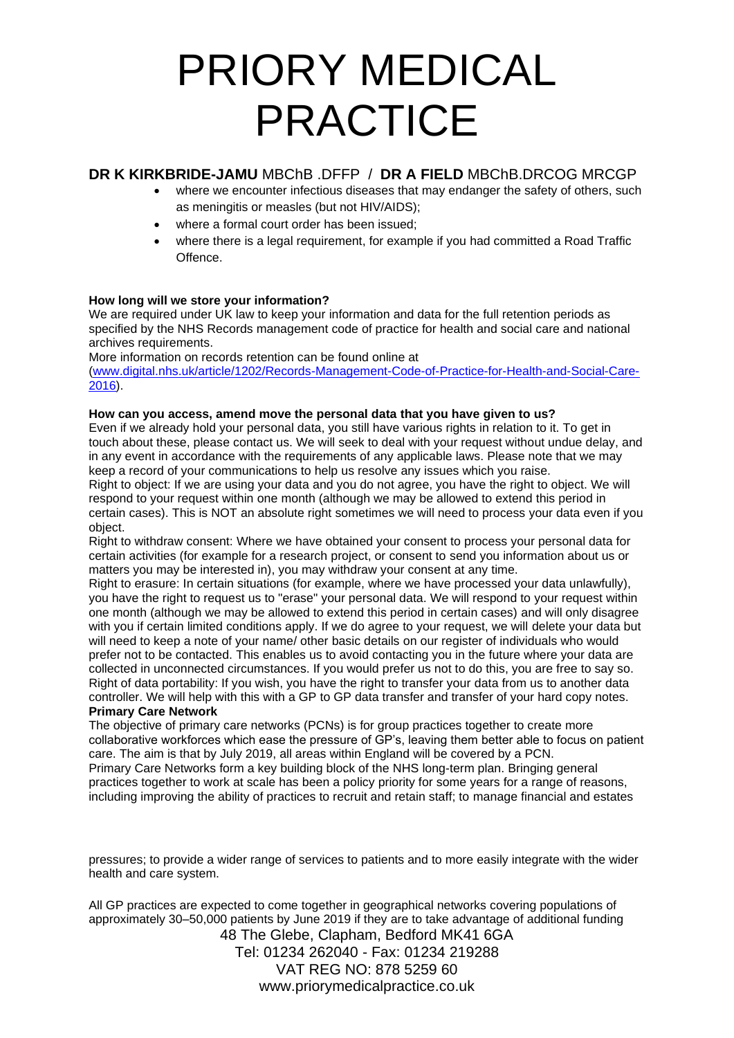- where we encounter infectious diseases that may endanger the safety of others, such as meningitis or measles (but not HIV/AIDS);
- where a formal court order has been issued;
- where there is a legal requirement, for example if you had committed a Road Traffic Offence.

**How long will we store your information?**

We are required under UK law to keep your information and data for the full retention periods as specified by the NHS Records management code of practice for health and social care and national archives requirements.

More information on records retention can be found online at ([www.digital.nhs.uk/article/1202/Records-Management-Code-of-Practice-for-Health-and-Social-Care-2016](www.digital.nhs.uk/article/1202/Records-Management-Code-of-Practice-for-Health-and-Social-Care-2016)).

**How can you access, amend move the personal data that you have given to us?**

Even if we already hold your personal data, you still have various rights in relation to it. To get in touch about these, please contact us. We will seek to deal with your request without undue delay, and in any event in accordance with the requirements of any applicable laws. Please note that we may keep a record of your communications to help us resolve any issues which you raise.

Right to object: If we are using your data and you do not agree, you have the right to object. We will respond to your request within one month (although we may be allowed to extend this period in certain cases). This is NOT an absolute right sometimes we will need to process your data even if you object.

Right to withdraw consent: Where we have obtained your consent to process your personal data for certain activities (for example for a research project, or consent to send you information about us or matters you may be interested in), you may withdraw your consent at any time.

Right to erasure: In certain situations (for example, where we have processed your data unlawfully), you have the right to request us to "erase" your personal data. We will respond to your request within one month (although we may be allowed to extend this period in certain cases) and will only disagree with you if certain limited conditions apply. If we do agree to your request, we will delete your data but will need to keep a note of your name/ other basic details on our register of individuals who would prefer not to be contacted. This enables us to avoid contacting you in the future where your data are collected in unconnected circumstances. If you would prefer us not to do this, you are free to say so.

Right of data portability: If you wish, you have the right to transfer your data from us to another data controller. We will help with this with a GP to GP data transfer and transfer of your hard copy notes.

**Primary Care Network**

The objective of primary care networks (PCNs) is for group practices together to create more collaborative workforces which ease the pressure of GP's, leaving them better able to focus on patient care. The aim is that by July 2019, all areas within England will be covered by a PCN.

Primary Care Networks form a key building block of the NHS long-term plan. Bringing general practices together to work at scale has been a policy priority for some years for a range of reasons, including improving the ability of practices to recruit and retain staff; to manage financial and estates pressures; to provide a wider range of services to patients and to more easily integrate with the wider health and care system.

All GP practices are expected to come together in geographical networks covering populations of approximately 30–50,000 patients by June 2019 if they are to take advantage of additional funding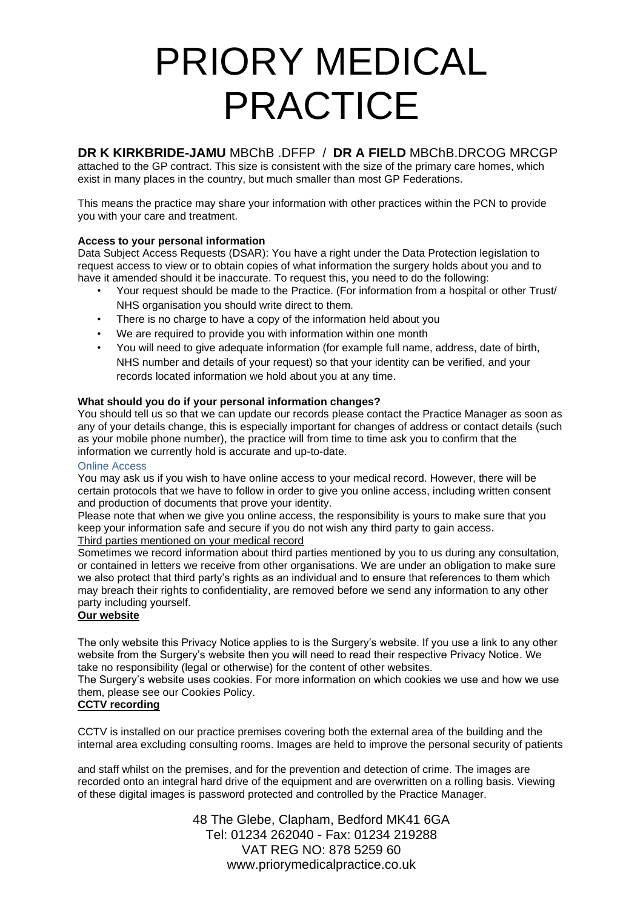**DR K KIRKBRIDE-JAMU** MBChB .DFFP / **DR A FIELD** MBChB.DRCOG MRCGP

attached to the GP contract. This size is consistent with the size of the primary care homes, which exist in many places in the country, but much smaller than most GP Federations.

This means the practice may share your information with other practices within the PCN to provide you with your care and treatment.

**Access to your personal information**

Data Subject Access Requests (DSAR): You have a right under the Data Protection legislation to request access to view or to obtain copies of what information the surgery holds about you and to have it amended should it be inaccurate. To request this, you need to do the following:

- Your request should be made to the Practice. (For information from a hospital or other Trust/ NHS organisation you should write direct to them.
- There is no charge to have a copy of the information held about you
- We are required to provide you with information within one month
- You will need to give adequate information (for example full name, address, date of birth, NHS number and details of your request) so that your identity can be verified, and your records located information we hold about you at any time.

**What should you do if your personal information changes?**

You should tell us so that we can update our records please contact the Practice Manager as soon as any of your details change, this is especially important for changes of address or contact details (such as your mobile phone number), the practice will from time to time ask you to confirm that the information we currently hold is accurate and up-to-date.

Online Access

You may ask us if you wish to have online access to your medical record. However, there will be certain protocols that we have to follow in order to give you online access, including written consent and production of documents that prove your identity.

Please note that when we give you online access, the responsibility is yours to make sure that you keep your information safe and secure if you do not wish any third party to gain access.

Third parties mentioned on your medical record

Sometimes we record information about third parties mentioned by you to us during any consultation, or contained in letters we receive from other organisations. We are under an obligation to make sure we also protect that third party's rights as an individual and to ensure that references to them which may breach their rights to confidentiality, are removed before we send any information to any other party including yourself.

**Our website**

The only website this Privacy Notice applies to is the Surgery's website. If you use a link to any other website from the Surgery's website then you will need to read their respective Privacy Notice. We take no responsibility (legal or otherwise) for the content of other websites.

The Surgery's website uses cookies. For more information on which cookies we use and how we use them, please see our Cookies Policy.

**CCTV recording**

CCTV is installed on our practice premises covering both the external area of the building and the internal area excluding consulting rooms. Images are held to improve the personal security of patients and staff whilst on the premises, and for the prevention and detection of crime. The images are recorded onto an integral hard drive of the equipment and are overwritten on a rolling basis. Viewing of these digital images is password protected and controlled by the Practice Manager.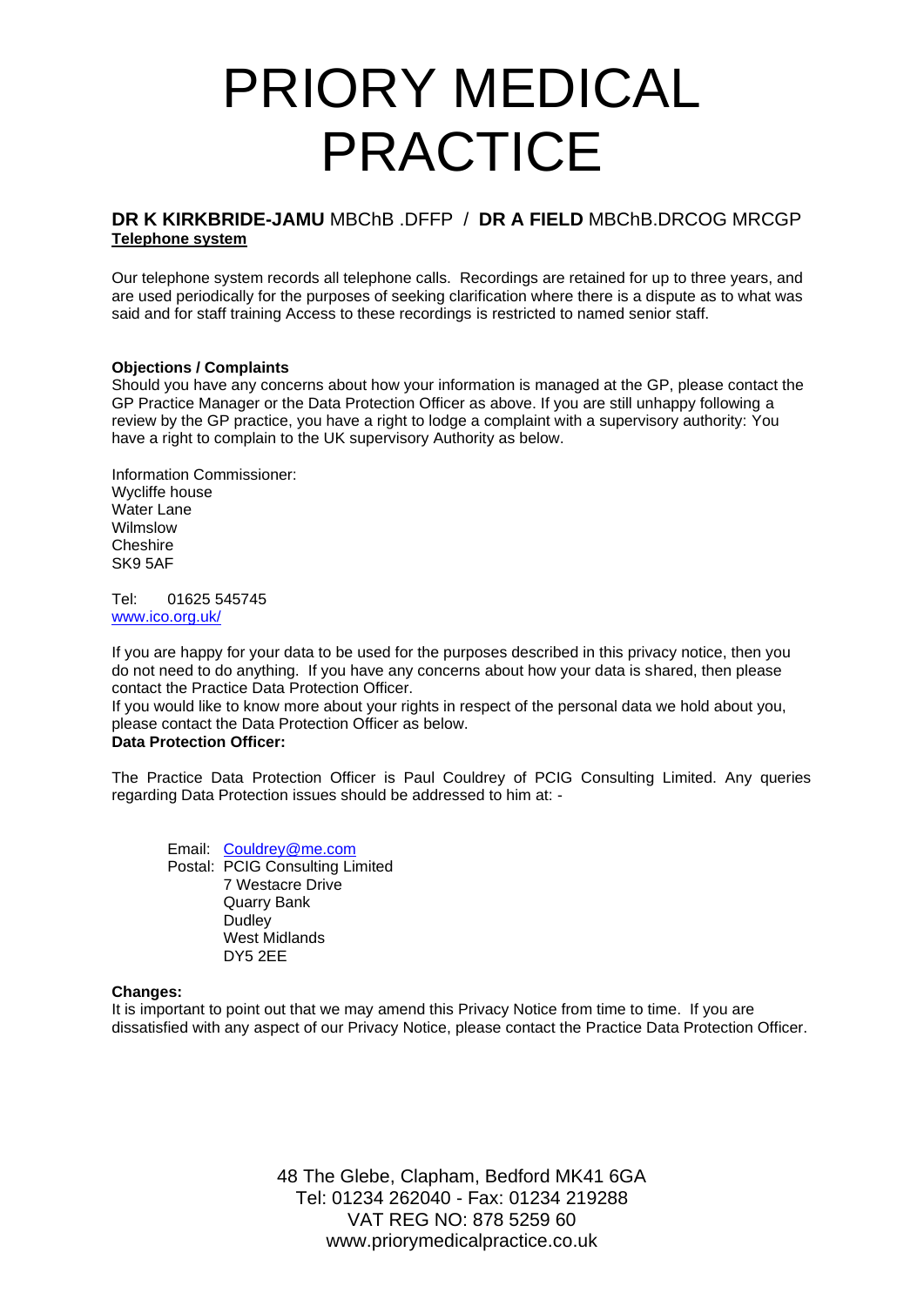# PRIORY MEDICAL PRACTICE

**DR K KIRKBRIDE-JAMU** MBChB .DFFP / **DR A FIELD** MBChB.DRCOG MRCGP

**Telephone system**

Our telephone system records all telephone calls. Recordings are retained for up to three years, and are used periodically for the purposes of seeking clarification where there is a dispute as to what was said and for staff training Access to these recordings is restricted to named senior staff.

**Objections / Complaints**

Should you have any concerns about how your information is managed at the GP, please contact the GP Practice Manager or the Data Protection Officer as above. If you are still unhappy following a review by the GP practice, you have a right to lodge a complaint with a supervisory authority: You have a right to complain to the UK supervisory Authority as below.

Information Commissioner:
Wycliffe house
Water Lane
Wilmslow
Cheshire
SK9 5AF

Tel: 01625 545745
www.ico.org.uk/

If you are happy for your data to be used for the purposes described in this privacy notice, then you do not need to do anything. If you have any concerns about how your data is shared, then please contact the Practice Data Protection Officer.

If you would like to know more about your rights in respect of the personal data we hold about you, please contact the Data Protection Officer as below.

**Data Protection Officer:**

The Practice Data Protection Officer is Paul Couldrey of PCIG Consulting Limited. Any queries regarding Data Protection issues should be addressed to him at: -

Email: Couldrey@me.com
Postal: PCIG Consulting Limited
7 Westacre Drive
Quarry Bank
Dudley
West Midlands
DY5 2EE

**Changes:**

It is important to point out that we may amend this Privacy Notice from time to time. If you are dissatisfied with any aspect of our Privacy Notice, please contact the Practice Data Protection Officer.

48 The Glebe, Clapham, Bedford MK41 6GA
Tel: 01234 262040 - Fax: 01234 219288
VAT REG NO: 878 5259 60
www.priorymedicalpractice.co.uk